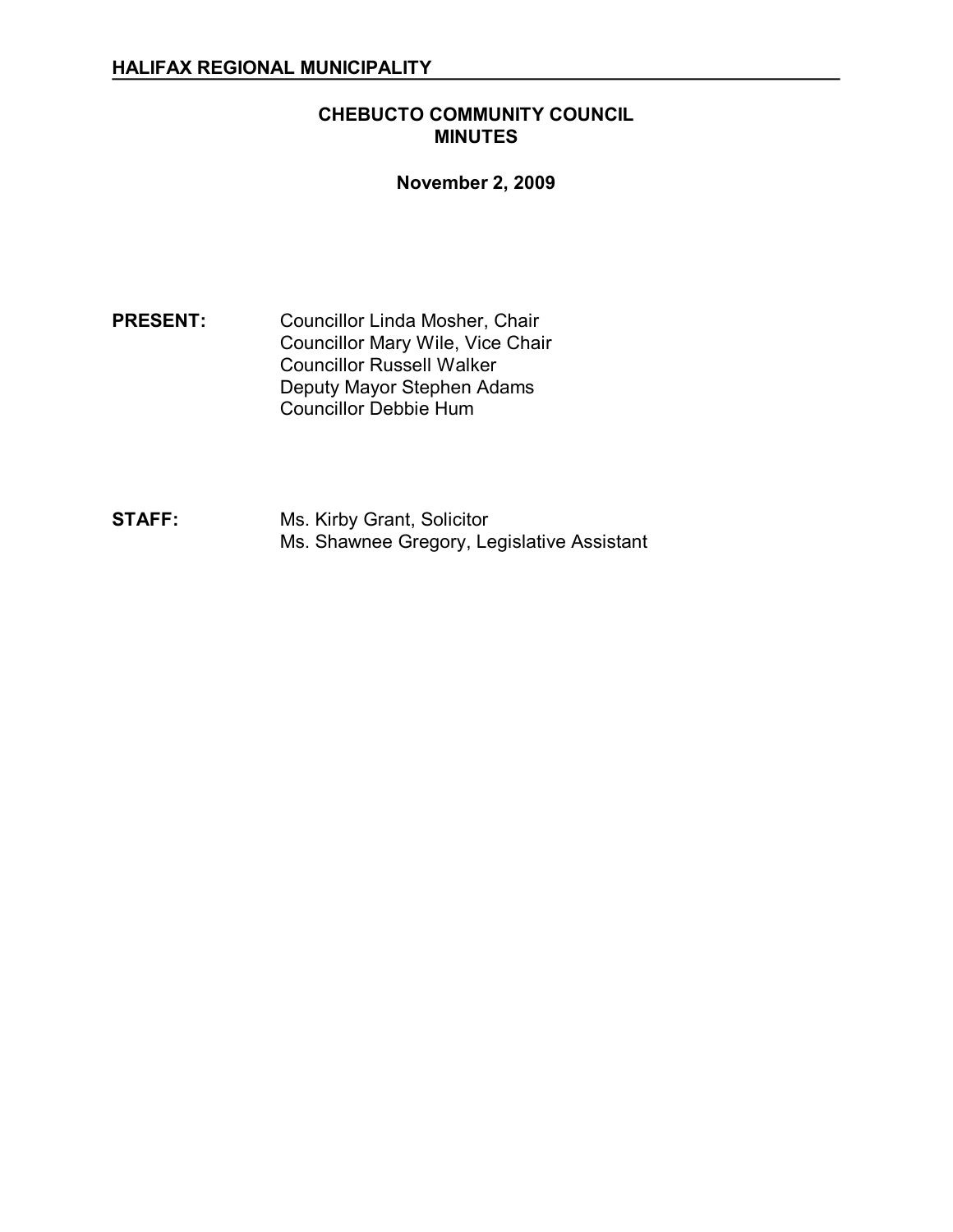**HALIFAX REGIONAL MUNICIPALITY**

# CHEBUCTO COMMUNITY COUNCIL MINUTES

**November 2, 2009**

**PRESENT:** Councillor Linda Mosher, Chair
Councillor Mary Wile, Vice Chair
Councillor Russell Walker
Deputy Mayor Stephen Adams
Councillor Debbie Hum

**STAFF:** Ms. Kirby Grant, Solicitor
Ms. Shawnee Gregory, Legislative Assistant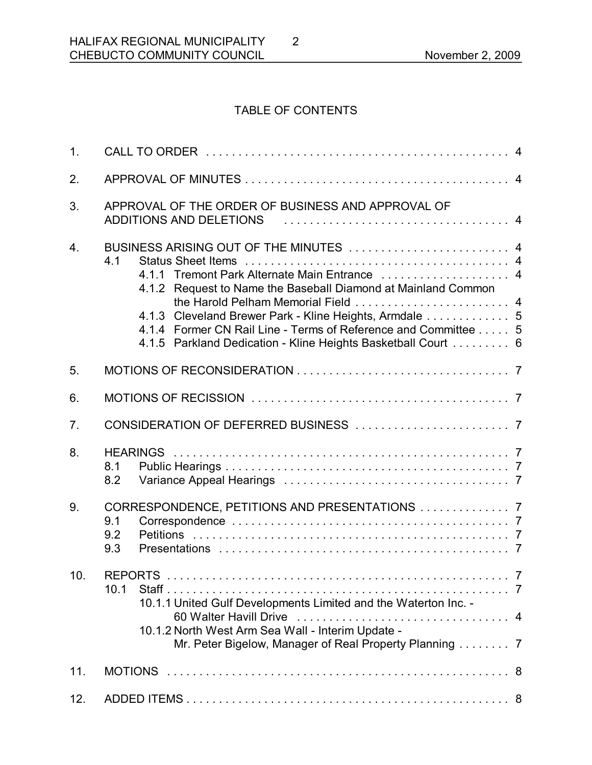# TABLE OF CONTENTS

1. CALL TO ORDER . . . . . . . . . . . . . . . . . . . . . . . . . . . . . . . . . . . . . . . . . . . . . . . . 4

2. APPROVAL OF MINUTES . . . . . . . . . . . . . . . . . . . . . . . . . . . . . . . . . . . . . . . . . . 4

3. APPROVAL OF THE ORDER OF BUSINESS AND APPROVAL OF ADDITIONS AND DELETIONS . . . . . . . . . . . . . . . . . . . . . . . . . . . . . . . . . . . 4

4. BUSINESS ARISING OUT OF THE MINUTES . . . . . . . . . . . . . . . . . . . . . . . . . 4
   - 4.1 Status Sheet Items . . . . . . . . . . . . . . . . . . . . . . . . . . . . . . . . . . . . . . . . . 4
     - 4.1.1 Tremont Park Alternate Main Entrance . . . . . . . . . . . . . . . . . . . . 4
     - 4.1.2 Request to Name the Baseball Diamond at Mainland Common the Harold Pelham Memorial Field . . . . . . . . . . . . . . . . . . . . . . . . 4
     - 4.1.3 Cleveland Brewer Park - Kline Heights, Armdale . . . . . . . . . . . . . 5
     - 4.1.4 Former CN Rail Line - Terms of Reference and Committee . . . . . 5
     - 4.1.5 Parkland Dedication - Kline Heights Basketball Court . . . . . . . . . 6

5. MOTIONS OF RECONSIDERATION . . . . . . . . . . . . . . . . . . . . . . . . . . . . . . . . . 7

6. MOTIONS OF RECISSION . . . . . . . . . . . . . . . . . . . . . . . . . . . . . . . . . . . . . . . . 7

7. CONSIDERATION OF DEFERRED BUSINESS . . . . . . . . . . . . . . . . . . . . . . . . 7

8. HEARINGS . . . . . . . . . . . . . . . . . . . . . . . . . . . . . . . . . . . . . . . . . . . . . . . . . . . 7
   - 8.1 Public Hearings . . . . . . . . . . . . . . . . . . . . . . . . . . . . . . . . . . . . . . . . . . . 7
   - 8.2 Variance Appeal Hearings . . . . . . . . . . . . . . . . . . . . . . . . . . . . . . . . . . . 7

9. CORRESPONDENCE, PETITIONS AND PRESENTATIONS . . . . . . . . . . . . . . 7
   - 9.1 Correspondence . . . . . . . . . . . . . . . . . . . . . . . . . . . . . . . . . . . . . . . . . . 7
   - 9.2 Petitions . . . . . . . . . . . . . . . . . . . . . . . . . . . . . . . . . . . . . . . . . . . . . . . . 7
   - 9.3 Presentations . . . . . . . . . . . . . . . . . . . . . . . . . . . . . . . . . . . . . . . . . . . . 7

10. REPORTS . . . . . . . . . . . . . . . . . . . . . . . . . . . . . . . . . . . . . . . . . . . . . . . . . . . . 7
    - 10.1 Staff . . . . . . . . . . . . . . . . . . . . . . . . . . . . . . . . . . . . . . . . . . . . . . . . . . . 7
      - 10.1.1 United Gulf Developments Limited and the Waterton Inc. - 60 Walter Havill Drive . . . . . . . . . . . . . . . . . . . . . . . . . . . . . . . . . 4
      - 10.1.2 North West Arm Sea Wall - Interim Update - Mr. Peter Bigelow, Manager of Real Property Planning . . . . . . . . 7

11. MOTIONS . . . . . . . . . . . . . . . . . . . . . . . . . . . . . . . . . . . . . . . . . . . . . . . . . . . . 8

12. ADDED ITEMS . . . . . . . . . . . . . . . . . . . . . . . . . . . . . . . . . . . . . . . . . . . . . . . . . 8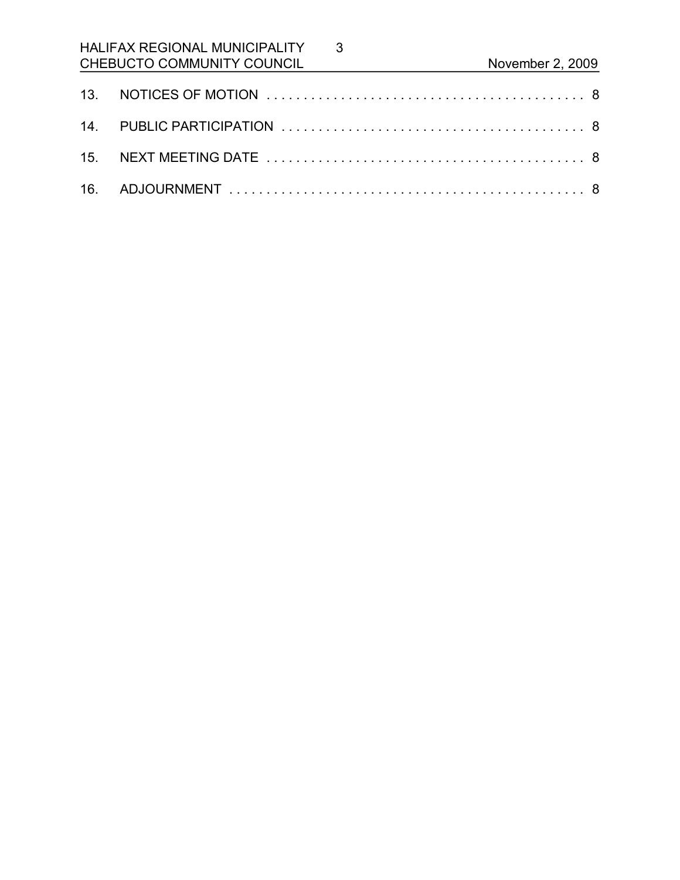13. NOTICES OF MOTION . . . . . . . . . . . . . . . . . . . . . . . . . . . . . . . . . . . . . . . . . . . 8

14. PUBLIC PARTICIPATION . . . . . . . . . . . . . . . . . . . . . . . . . . . . . . . . . . . . . . . . 8

15. NEXT MEETING DATE . . . . . . . . . . . . . . . . . . . . . . . . . . . . . . . . . . . . . . . . . . 8

16. ADJOURNMENT . . . . . . . . . . . . . . . . . . . . . . . . . . . . . . . . . . . . . . . . . . . . . . . 8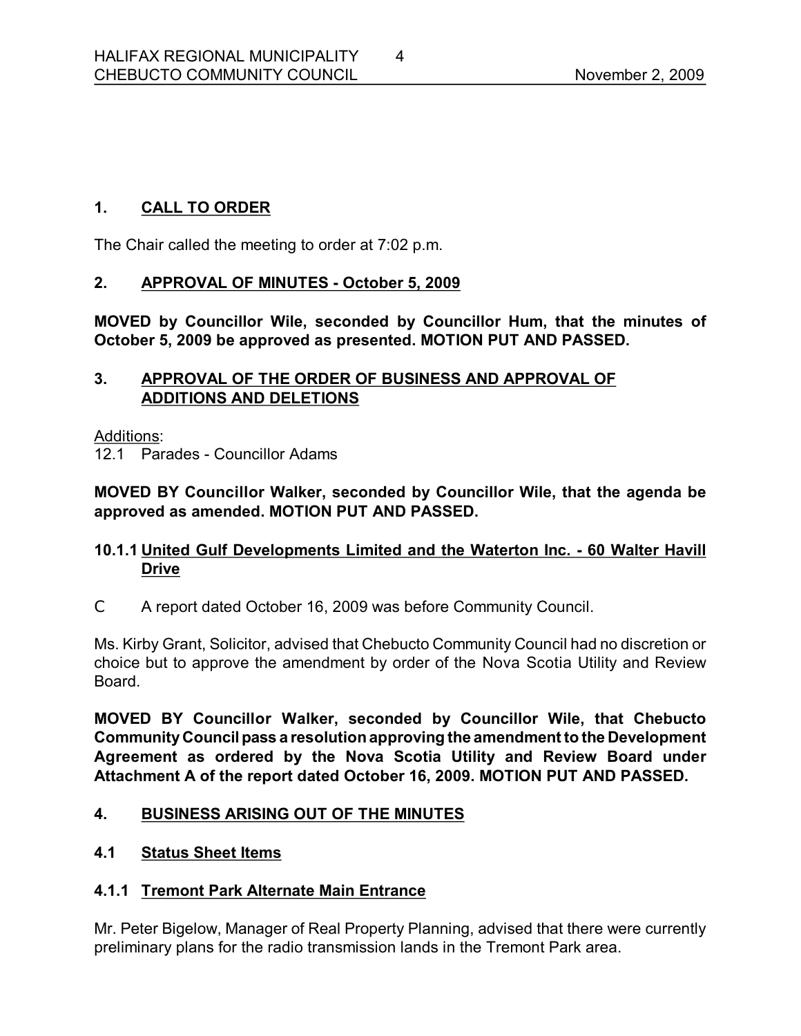## 1. CALL TO ORDER

The Chair called the meeting to order at 7:02 p.m.

## 2. APPROVAL OF MINUTES - October 5, 2009

**MOVED by Councillor Wile, seconded by Councillor Hum, that the minutes of October 5, 2009 be approved as presented. MOTION PUT AND PASSED.**

## 3. APPROVAL OF THE ORDER OF BUSINESS AND APPROVAL OF ADDITIONS AND DELETIONS

Additions:
12.1 Parades - Councillor Adams

**MOVED BY Councillor Walker, seconded by Councillor Wile, that the agenda be approved as amended. MOTION PUT AND PASSED.**

### 10.1.1 United Gulf Developments Limited and the Waterton Inc. - 60 Walter Havill Drive

- A report dated October 16, 2009 was before Community Council.

Ms. Kirby Grant, Solicitor, advised that Chebucto Community Council had no discretion or choice but to approve the amendment by order of the Nova Scotia Utility and Review Board.

**MOVED BY Councillor Walker, seconded by Councillor Wile, that Chebucto Community Council pass a resolution approving the amendment to the Development Agreement as ordered by the Nova Scotia Utility and Review Board under Attachment A of the report dated October 16, 2009. MOTION PUT AND PASSED.**

## 4. BUSINESS ARISING OUT OF THE MINUTES

### 4.1 Status Sheet Items

### 4.1.1 Tremont Park Alternate Main Entrance

Mr. Peter Bigelow, Manager of Real Property Planning, advised that there were currently preliminary plans for the radio transmission lands in the Tremont Park area.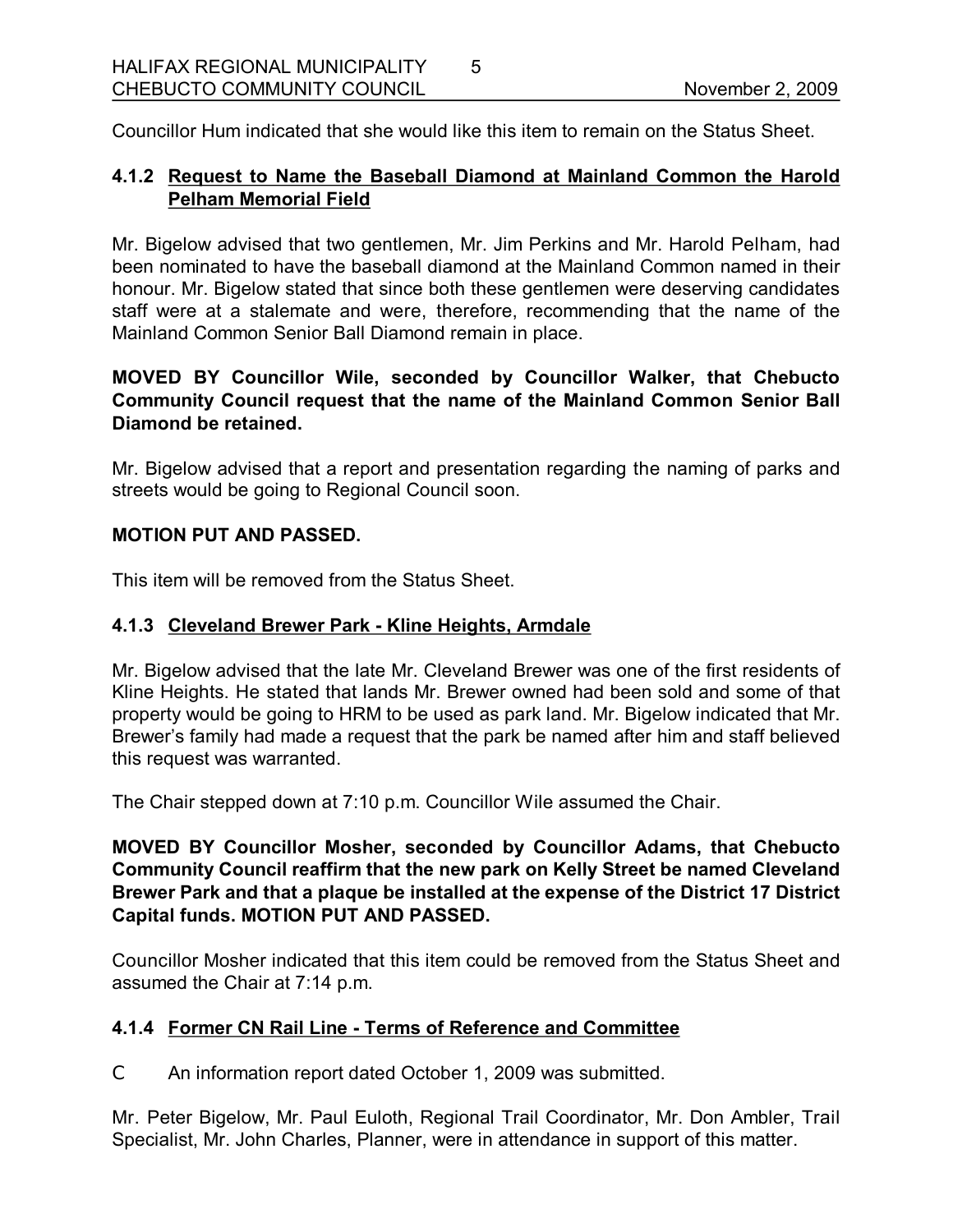Councillor Hum indicated that she would like this item to remain on the Status Sheet.

### 4.1.2 Request to Name the Baseball Diamond at Mainland Common the Harold Pelham Memorial Field

Mr. Bigelow advised that two gentlemen, Mr. Jim Perkins and Mr. Harold Pelham, had been nominated to have the baseball diamond at the Mainland Common named in their honour. Mr. Bigelow stated that since both these gentlemen were deserving candidates staff were at a stalemate and were, therefore, recommending that the name of the Mainland Common Senior Ball Diamond remain in place.

**MOVED BY Councillor Wile, seconded by Councillor Walker, that Chebucto Community Council request that the name of the Mainland Common Senior Ball Diamond be retained.**

Mr. Bigelow advised that a report and presentation regarding the naming of parks and streets would be going to Regional Council soon.

**MOTION PUT AND PASSED.**

This item will be removed from the Status Sheet.

### 4.1.3 Cleveland Brewer Park - Kline Heights, Armdale

Mr. Bigelow advised that the late Mr. Cleveland Brewer was one of the first residents of Kline Heights. He stated that lands Mr. Brewer owned had been sold and some of that property would be going to HRM to be used as park land. Mr. Bigelow indicated that Mr. Brewer's family had made a request that the park be named after him and staff believed this request was warranted.

The Chair stepped down at 7:10 p.m. Councillor Wile assumed the Chair.

**MOVED BY Councillor Mosher, seconded by Councillor Adams, that Chebucto Community Council reaffirm that the new park on Kelly Street be named Cleveland Brewer Park and that a plaque be installed at the expense of the District 17 District Capital funds. MOTION PUT AND PASSED.**

Councillor Mosher indicated that this item could be removed from the Status Sheet and assumed the Chair at 7:14 p.m.

### 4.1.4 Former CN Rail Line - Terms of Reference and Committee

- An information report dated October 1, 2009 was submitted.

Mr. Peter Bigelow, Mr. Paul Euloth, Regional Trail Coordinator, Mr. Don Ambler, Trail Specialist, Mr. John Charles, Planner, were in attendance in support of this matter.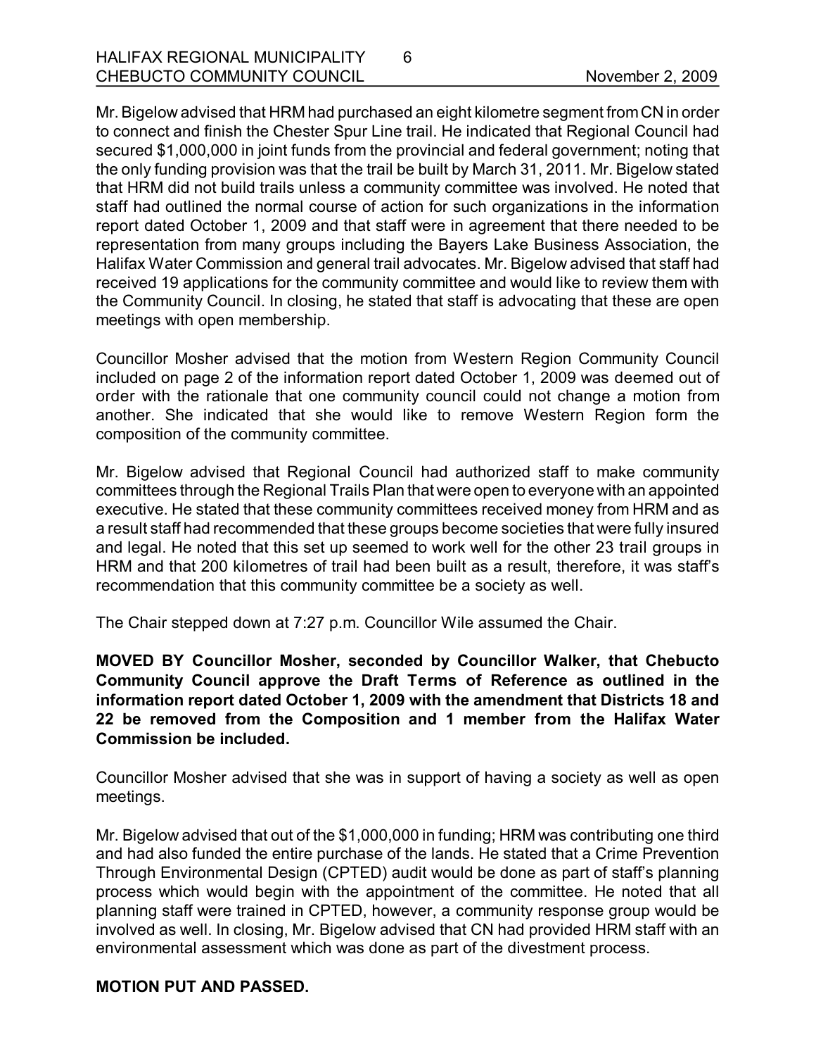Mr. Bigelow advised that HRM had purchased an eight kilometre segment from CN in order to connect and finish the Chester Spur Line trail. He indicated that Regional Council had secured $1,000,000 in joint funds from the provincial and federal government; noting that the only funding provision was that the trail be built by March 31, 2011. Mr. Bigelow stated that HRM did not build trails unless a community committee was involved. He noted that staff had outlined the normal course of action for such organizations in the information report dated October 1, 2009 and that staff were in agreement that there needed to be representation from many groups including the Bayers Lake Business Association, the Halifax Water Commission and general trail advocates. Mr. Bigelow advised that staff had received 19 applications for the community committee and would like to review them with the Community Council. In closing, he stated that staff is advocating that these are open meetings with open membership.

Councillor Mosher advised that the motion from Western Region Community Council included on page 2 of the information report dated October 1, 2009 was deemed out of order with the rationale that one community council could not change a motion from another. She indicated that she would like to remove Western Region form the composition of the community committee.

Mr. Bigelow advised that Regional Council had authorized staff to make community committees through the Regional Trails Plan that were open to everyone with an appointed executive. He stated that these community committees received money from HRM and as a result staff had recommended that these groups become societies that were fully insured and legal. He noted that this set up seemed to work well for the other 23 trail groups in HRM and that 200 kilometres of trail had been built as a result, therefore, it was staff's recommendation that this community committee be a society as well.

The Chair stepped down at 7:27 p.m. Councillor Wile assumed the Chair.

**MOVED BY Councillor Mosher, seconded by Councillor Walker, that Chebucto Community Council approve the Draft Terms of Reference as outlined in the information report dated October 1, 2009 with the amendment that Districts 18 and 22 be removed from the Composition and 1 member from the Halifax Water Commission be included.**

Councillor Mosher advised that she was in support of having a society as well as open meetings.

Mr. Bigelow advised that out of the $1,000,000 in funding; HRM was contributing one third and had also funded the entire purchase of the lands. He stated that a Crime Prevention Through Environmental Design (CPTED) audit would be done as part of staff's planning process which would begin with the appointment of the committee. He noted that all planning staff were trained in CPTED, however, a community response group would be involved as well. In closing, Mr. Bigelow advised that CN had provided HRM staff with an environmental assessment which was done as part of the divestment process.

**MOTION PUT AND PASSED.**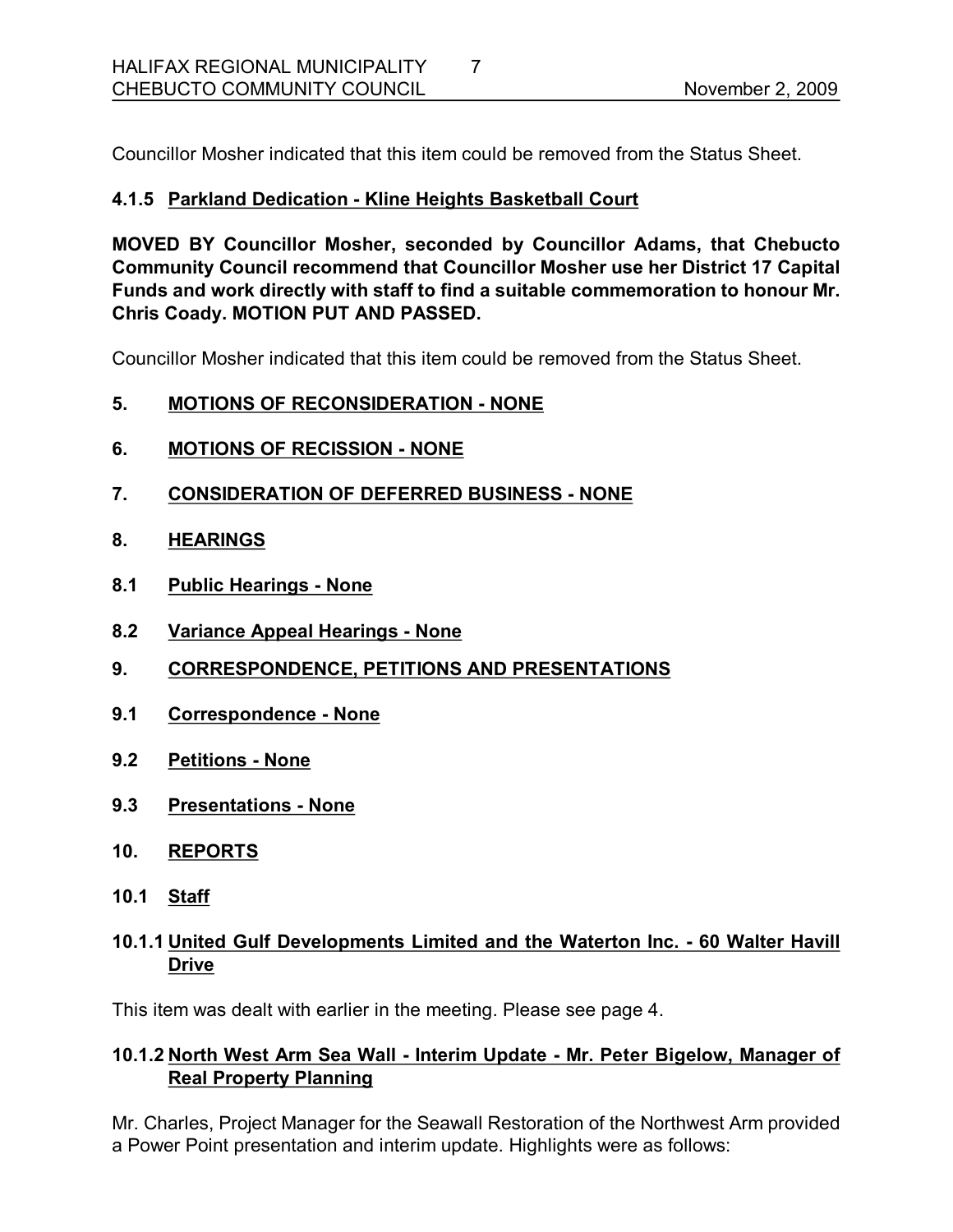Councillor Mosher indicated that this item could be removed from the Status Sheet.

### 4.1.5 Parkland Dedication - Kline Heights Basketball Court

**MOVED BY Councillor Mosher, seconded by Councillor Adams, that Chebucto Community Council recommend that Councillor Mosher use her District 17 Capital Funds and work directly with staff to find a suitable commemoration to honour Mr. Chris Coady. MOTION PUT AND PASSED.**

Councillor Mosher indicated that this item could be removed from the Status Sheet.

## 5. MOTIONS OF RECONSIDERATION - NONE

## 6. MOTIONS OF RECISSION - NONE

## 7. CONSIDERATION OF DEFERRED BUSINESS - NONE

## 8. HEARINGS

### 8.1 Public Hearings - None

### 8.2 Variance Appeal Hearings - None

## 9. CORRESPONDENCE, PETITIONS AND PRESENTATIONS

### 9.1 Correspondence - None

### 9.2 Petitions - None

### 9.3 Presentations - None

## 10. REPORTS

### 10.1 Staff

### 10.1.1 United Gulf Developments Limited and the Waterton Inc. - 60 Walter Havill Drive

This item was dealt with earlier in the meeting. Please see page 4.

### 10.1.2 North West Arm Sea Wall - Interim Update - Mr. Peter Bigelow, Manager of Real Property Planning

Mr. Charles, Project Manager for the Seawall Restoration of the Northwest Arm provided a Power Point presentation and interim update. Highlights were as follows: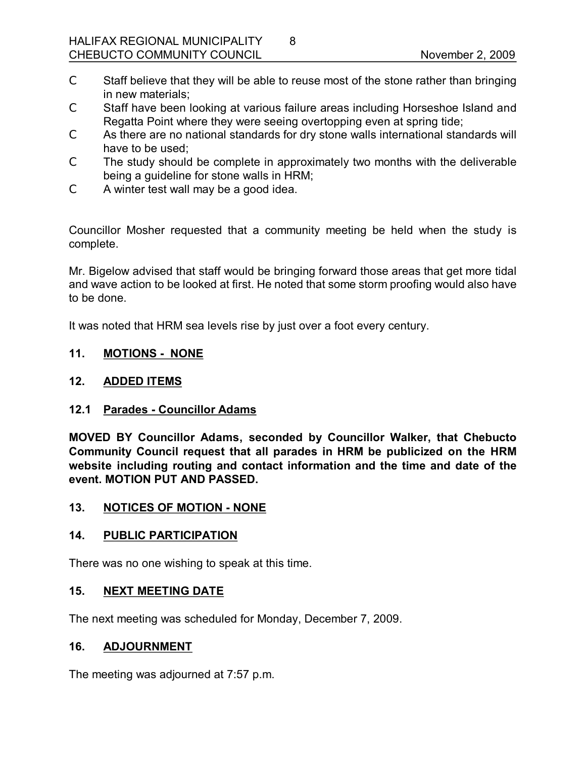- Staff believe that they will be able to reuse most of the stone rather than bringing in new materials;
- Staff have been looking at various failure areas including Horseshoe Island and Regatta Point where they were seeing overtopping even at spring tide;
- As there are no national standards for dry stone walls international standards will have to be used;
- The study should be complete in approximately two months with the deliverable being a guideline for stone walls in HRM;
- A winter test wall may be a good idea.

Councillor Mosher requested that a community meeting be held when the study is complete.

Mr. Bigelow advised that staff would be bringing forward those areas that get more tidal and wave action to be looked at first. He noted that some storm proofing would also have to be done.

It was noted that HRM sea levels rise by just over a foot every century.

## 11. MOTIONS - NONE

## 12. ADDED ITEMS

### 12.1 Parades - Councillor Adams

**MOVED BY Councillor Adams, seconded by Councillor Walker, that Chebucto Community Council request that all parades in HRM be publicized on the HRM website including routing and contact information and the time and date of the event. MOTION PUT AND PASSED.**

## 13. NOTICES OF MOTION - NONE

## 14. PUBLIC PARTICIPATION

There was no one wishing to speak at this time.

## 15. NEXT MEETING DATE

The next meeting was scheduled for Monday, December 7, 2009.

## 16. ADJOURNMENT

The meeting was adjourned at 7:57 p.m.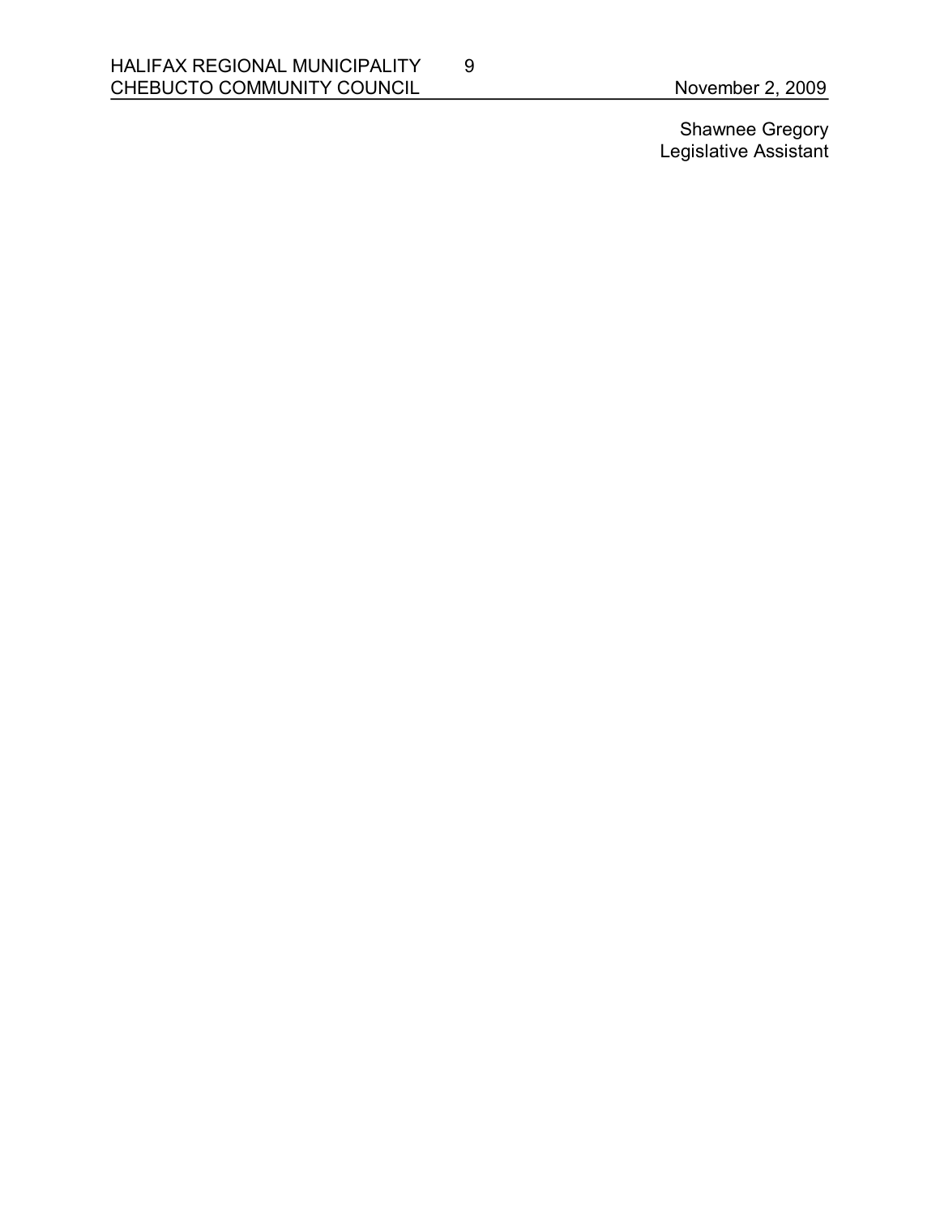Shawnee Gregory
Legislative Assistant